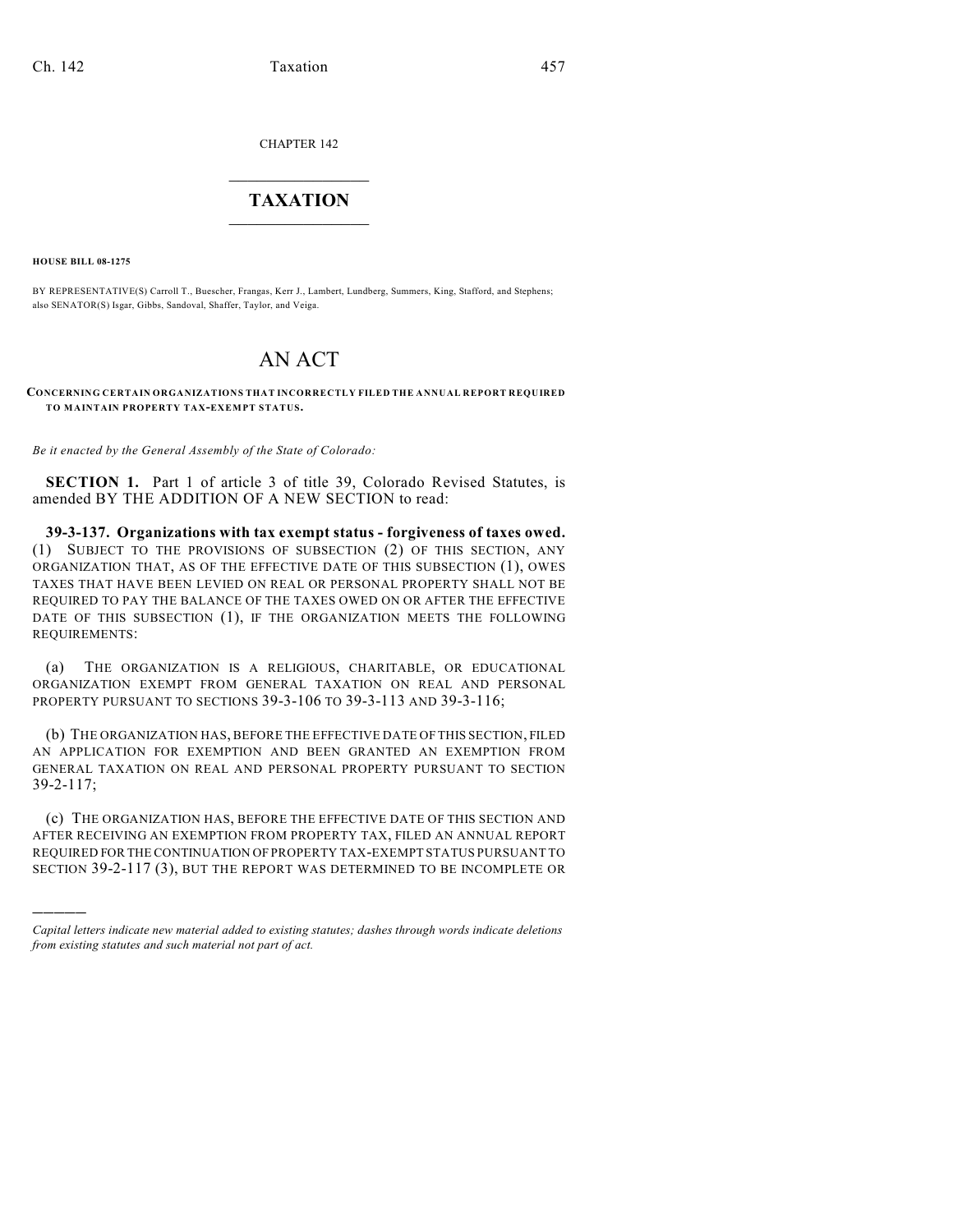CHAPTER 142

## TAXATION

**HOUSE BILL 08-1275**

BY REPRESENTATIVE(S) Carroll T., Buescher, Frangas, Kerr J., Lambert, Lundberg, Summers, King, Stafford, and Stephens; also SENATOR(S) Isgar, Gibbs, Sandoval, Shaffer, Taylor, and Veiga.

# AN ACT

**CONCERNING CERTAIN ORGANIZATIONS THAT INCORRECTLY FILED THE ANNUAL REPORT REQUIRED TO MAINTAIN PROPERTY TAX-EXEMPT STATUS.**

*Be it enacted by the General Assembly of the State of Colorado:*

**SECTION 1.** Part 1 of article 3 of title 39, Colorado Revised Statutes, is amended BY THE ADDITION OF A NEW SECTION to read:

**39-3-137. Organizations with tax exempt status - forgiveness of taxes owed.** (1) SUBJECT TO THE PROVISIONS OF SUBSECTION (2) OF THIS SECTION, ANY ORGANIZATION THAT, AS OF THE EFFECTIVE DATE OF THIS SUBSECTION (1), OWES TAXES THAT HAVE BEEN LEVIED ON REAL OR PERSONAL PROPERTY SHALL NOT BE REQUIRED TO PAY THE BALANCE OF THE TAXES OWED ON OR AFTER THE EFFECTIVE DATE OF THIS SUBSECTION (1), IF THE ORGANIZATION MEETS THE FOLLOWING REQUIREMENTS:

(a) THE ORGANIZATION IS A RELIGIOUS, CHARITABLE, OR EDUCATIONAL ORGANIZATION EXEMPT FROM GENERAL TAXATION ON REAL AND PERSONAL PROPERTY PURSUANT TO SECTIONS 39-3-106 TO 39-3-113 AND 39-3-116;

(b) THE ORGANIZATION HAS, BEFORE THE EFFECTIVE DATE OF THIS SECTION, FILED AN APPLICATION FOR EXEMPTION AND BEEN GRANTED AN EXEMPTION FROM GENERAL TAXATION ON REAL AND PERSONAL PROPERTY PURSUANT TO SECTION 39-2-117;

(c) THE ORGANIZATION HAS, BEFORE THE EFFECTIVE DATE OF THIS SECTION AND AFTER RECEIVING AN EXEMPTION FROM PROPERTY TAX, FILED AN ANNUAL REPORT REQUIRED FOR THE CONTINUATION OF PROPERTY TAX-EXEMPT STATUS PURSUANT TO SECTION 39-2-117 (3), BUT THE REPORT WAS DETERMINED TO BE INCOMPLETE OR

---

*Capital letters indicate new material added to existing statutes; dashes through words indicate deletions from existing statutes and such material not part of act.*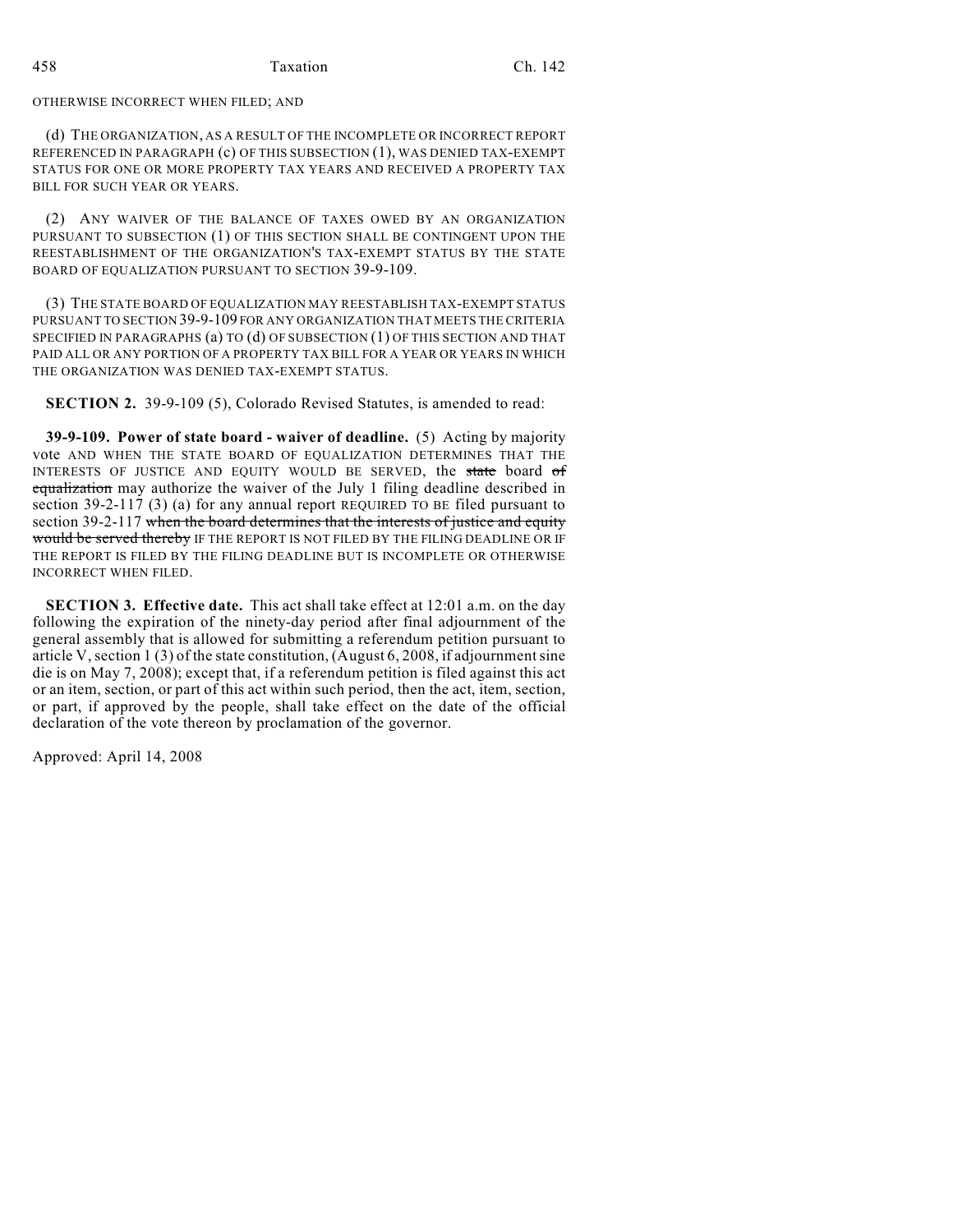OTHERWISE INCORRECT WHEN FILED; AND

(d) THE ORGANIZATION, AS A RESULT OF THE INCOMPLETE OR INCORRECT REPORT REFERENCED IN PARAGRAPH (c) OF THIS SUBSECTION (1), WAS DENIED TAX-EXEMPT STATUS FOR ONE OR MORE PROPERTY TAX YEARS AND RECEIVED A PROPERTY TAX BILL FOR SUCH YEAR OR YEARS.

(2) ANY WAIVER OF THE BALANCE OF TAXES OWED BY AN ORGANIZATION PURSUANT TO SUBSECTION (1) OF THIS SECTION SHALL BE CONTINGENT UPON THE REESTABLISHMENT OF THE ORGANIZATION'S TAX-EXEMPT STATUS BY THE STATE BOARD OF EQUALIZATION PURSUANT TO SECTION 39-9-109.

(3) THE STATE BOARD OF EQUALIZATION MAY REESTABLISH TAX-EXEMPT STATUS PURSUANT TO SECTION 39-9-109 FOR ANY ORGANIZATION THAT MEETS THE CRITERIA SPECIFIED IN PARAGRAPHS (a) TO (d) OF SUBSECTION (1) OF THIS SECTION AND THAT PAID ALL OR ANY PORTION OF A PROPERTY TAX BILL FOR A YEAR OR YEARS IN WHICH THE ORGANIZATION WAS DENIED TAX-EXEMPT STATUS.

**SECTION 2.** 39-9-109 (5), Colorado Revised Statutes, is amended to read:

**39-9-109. Power of state board - waiver of deadline.** (5) Acting by majority vote AND WHEN THE STATE BOARD OF EQUALIZATION DETERMINES THAT THE INTERESTS OF JUSTICE AND EQUITY WOULD BE SERVED, the ~~state~~ board ~~of equalization~~ may authorize the waiver of the July 1 filing deadline described in section 39-2-117 (3) (a) for any annual report REQUIRED TO BE filed pursuant to section 39-2-117 ~~when the board determines that the interests of justice and equity would be served thereby~~ IF THE REPORT IS NOT FILED BY THE FILING DEADLINE OR IF THE REPORT IS FILED BY THE FILING DEADLINE BUT IS INCOMPLETE OR OTHERWISE INCORRECT WHEN FILED.

**SECTION 3. Effective date.** This act shall take effect at 12:01 a.m. on the day following the expiration of the ninety-day period after final adjournment of the general assembly that is allowed for submitting a referendum petition pursuant to article V, section 1 (3) of the state constitution, (August 6, 2008, if adjournment sine die is on May 7, 2008); except that, if a referendum petition is filed against this act or an item, section, or part of this act within such period, then the act, item, section, or part, if approved by the people, shall take effect on the date of the official declaration of the vote thereon by proclamation of the governor.

Approved: April 14, 2008